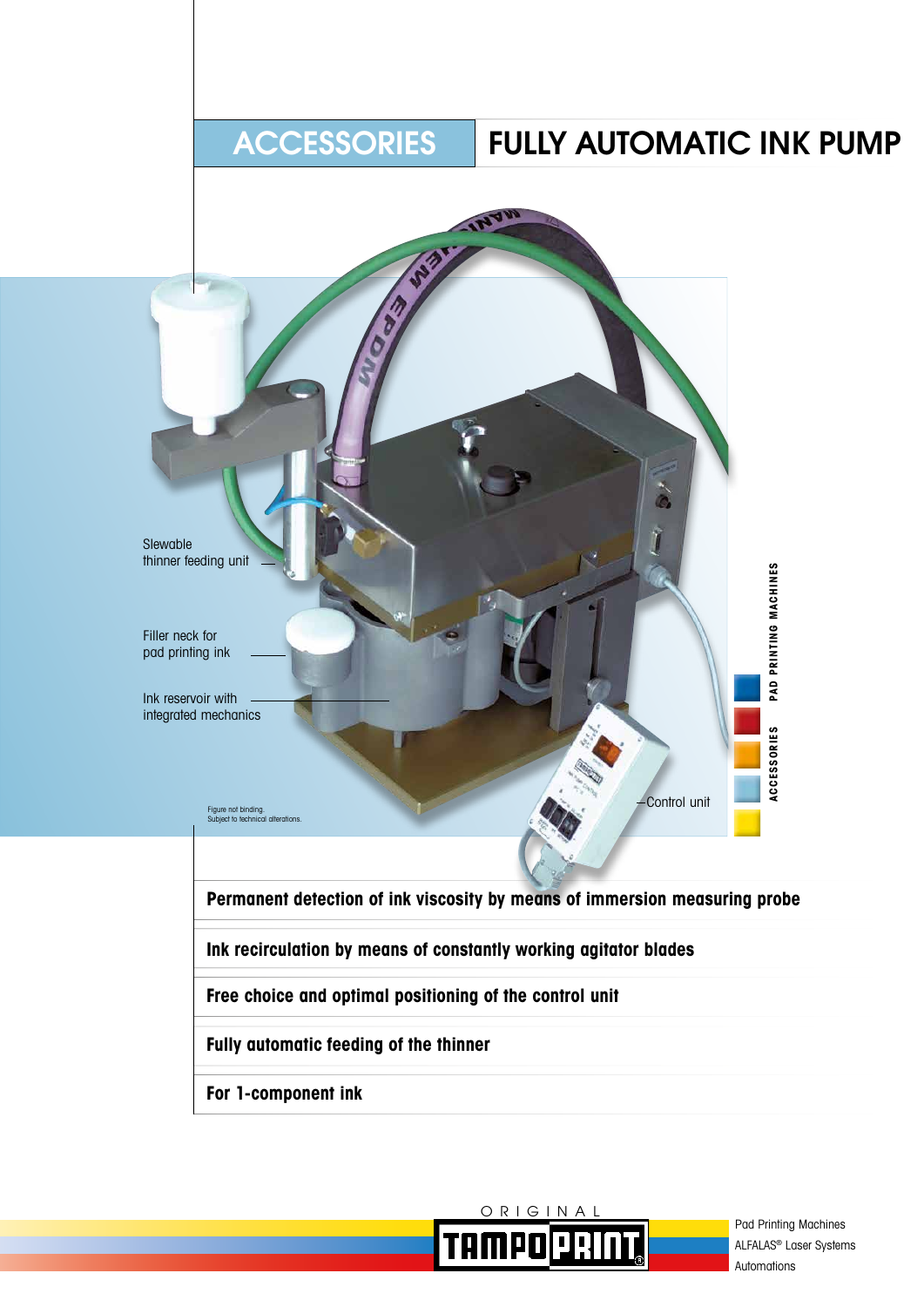# ACCESSORIES — FULLY AUTOMATIC INK PUMP

Slewable thinner feeding unit

Filler neck for pad printing ink

Ink reservoir with integrated mechanics

Control unit

Figure not binding.
Subject to technical alterations.

PAD PRINTING MACHINES

ACCESSORIES

**Permanent detection of ink viscosity by means of immersion measuring probe**

**Ink recirculation by means of constantly working agitator blades**

**Free choice and optimal positioning of the control unit**

**Fully automatic feeding of the thinner**

**For 1-component ink**

ORIGINAL TAMPOPRINT®

Pad Printing Machines
ALFALAS® Laser Systems
Automations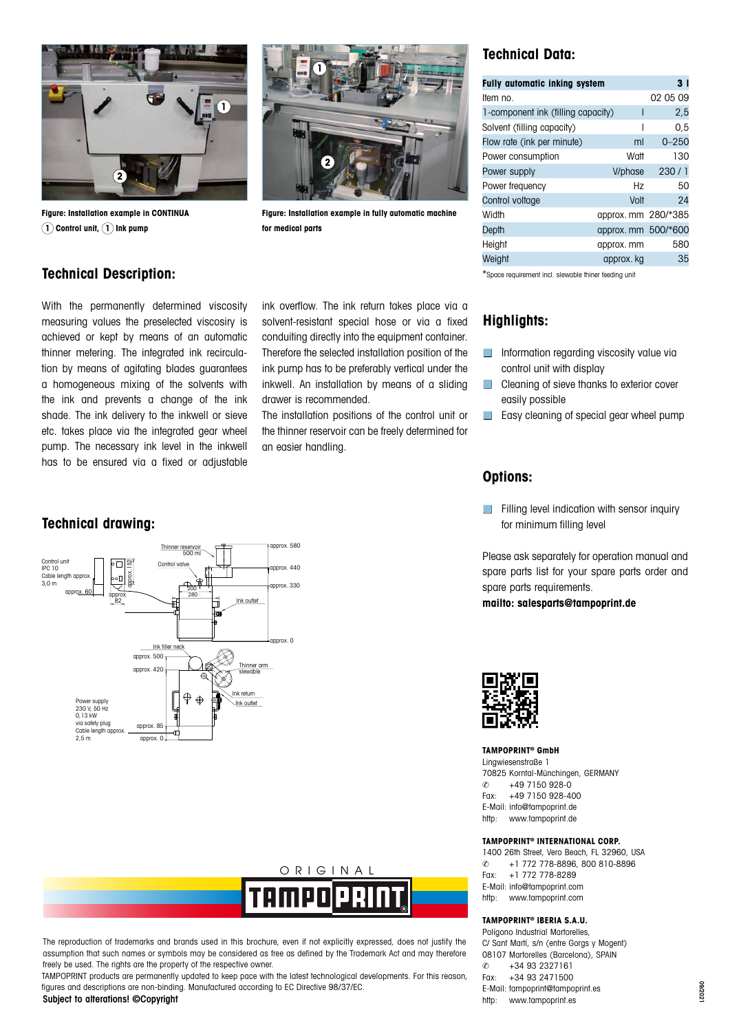Figure: Installation example in CONTINUA
(1) Control unit, (1) Ink pump

Figure: Installation example in fully automatic machine for medical parts

## Technical Description:

With the permanently determined viscosity measuring values the preselected viscosity is achieved or kept by means of an automatic thinner metering. The integrated ink recirculation by means of agitating blades guarantees a homogeneous mixing of the solvents with the ink and prevents a change of the ink shade. The ink delivery to the inkwell or sieve etc. takes place via the integrated gear wheel pump. The necessary ink level in the inkwell has to be ensured via a fixed or adjustable ink overflow. The ink return takes place via a solvent-resistant special hose or via a fixed conduiting directly into the equipment container. Therefore the selected installation position of the ink pump has to be preferably vertical under the inkwell. An installation by means of a sliding drawer is recommended.

The installation positions of the control unit or the thinner reservoir can be freely determined for an easier handling.

## Technical drawing:

Thinner reservoir 500 ml
Control unit IPC 10
Cable length approx. 3,0 m
approx. 60
approx. 82
approx. 152
Control valve
200
280
Ink outlet
approx. 580
approx. 440
approx. 330
approx. 0
Ink filler neck
approx. 500
approx. 420
Thinner arm slewable
Ink return
Ink outlet
Power supply 230 V, 50 Hz 0,13 kW via safety plug Cable length approx. 2,5 m
approx. 85
approx. 0

## Technical Data:

| Fully automatic inking system | | 3 l |
|---|---|---|
| Item no. | | 02 05 09 |
| 1-component ink (filling capacity) | l | 2,5 |
| Solvent (filling capacity) | l | 0,5 |
| Flow rate (ink per minute) | ml | 0–250 |
| Power consumption | Watt | 130 |
| Power supply | V/phase | 230 / 1 |
| Power frequency | Hz | 50 |
| Control voltage | Volt | 24 |
| Width | approx. mm | 280/*385 |
| Depth | approx. mm | 500/*600 |
| Height | approx. mm | 580 |
| Weight | approx. kg | 35 |

*Space requirement incl. slewable thiner feeding unit

## Highlights:

- Information regarding viscosity value via control unit with display
- Cleaning of sieve thanks to exterior cover easily possible
- Easy cleaning of special gear wheel pump

## Options:

- Filling level indication with sensor inquiry for minimum filling level

Please ask separately for operation manual and spare parts list for your spare parts order and spare parts requirements.

**mailto: salesparts@tampoprint.de**

ORIGINAL TAMPOPRINT®

**TAMPOPRINT® GmbH**
Lingwiesenstraße 1
70825 Korntal-Münchingen, GERMANY
✆ +49 7150 928-0
Fax: +49 7150 928-400
E-Mail: info@tampoprint.de
http: www.tampoprint.de

**TAMPOPRINT® INTERNATIONAL CORP.**
1400 26th Street, Vero Beach, FL 32960, USA
✆ +1 772 778-8896, 800 810-8896
Fax: +1 772 778-8289
E-Mail: info@tampoprint.com
http: www.tampoprint.com

**TAMPOPRINT® IBERIA S.A.U.**
Polígono Industrial Martorelles,
C/ Sant Martí, s/n (entre Gorgs y Mogent)
08107 Martorelles (Barcelona), SPAIN
✆ +34 93 2327161
Fax: +34 93 2471500
E-Mail: tampoprint@tampoprint.es
http: www.tampoprint.es

The reproduction of trademarks and brands used in this brochure, even if not explicitly expressed, does not justify the assumption that such names or symbols may be considered as free as defined by the Trademark Act and may therefore freely be used. The rights are the property of the respective owner.
TAMPOPRINT products are permanently updated to keep pace with the latest technological developments. For this reason, figures and descriptions are non-binding. Manufactured according to EC Directive 98/37/EC.
**Subject to alterations! ©Copyright**

09/2021